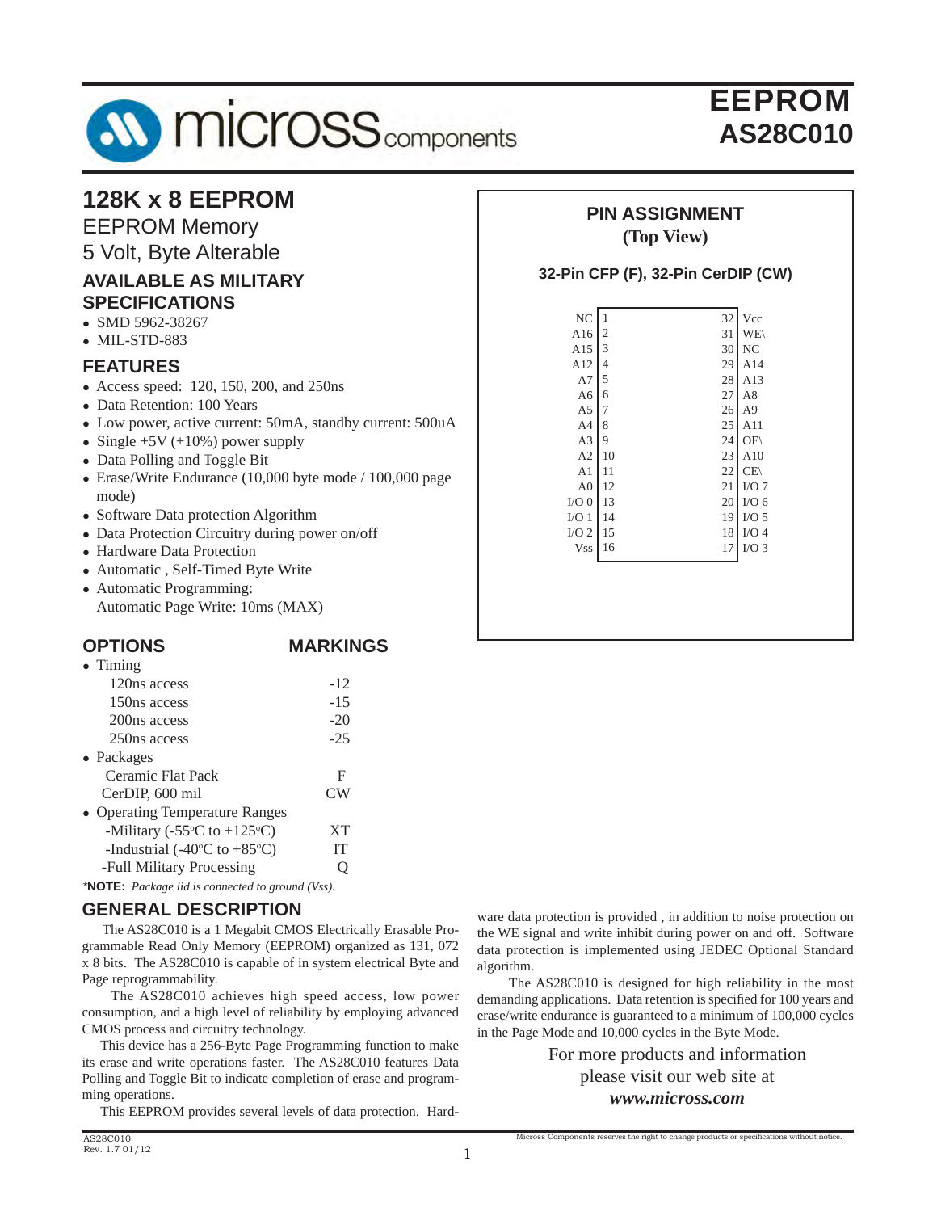# EEPROM
## AS28C010

## 128K x 8 EEPROM

EEPROM Memory

5 Volt, Byte Alterable

### AVAILABLE AS MILITARY SPECIFICATIONS

- SMD 5962-38267
- MIL-STD-883

### FEATURES

- Access speed: 120, 150, 200, and 250ns
- Data Retention: 100 Years
- Low power, active current: 50mA, standby current: 500uA
- Single +5V (±10%) power supply
- Data Polling and Toggle Bit
- Erase/Write Endurance (10,000 byte mode / 100,000 page mode)
- Software Data protection Algorithm
- Data Protection Circuitry during power on/off
- Hardware Data Protection
- Automatic , Self-Timed Byte Write
- Automatic Programming:
  Automatic Page Write: 10ms (MAX)

### OPTIONS / MARKINGS

| OPTIONS | MARKINGS |
|---|---|
| • Timing | |
| 120ns access | -12 |
| 150ns access | -15 |
| 200ns access | -20 |
| 250ns access | -25 |
| • Packages | |
| Ceramic Flat Pack | F |
| CerDIP, 600 mil | CW |
| • Operating Temperature Ranges | |
| -Military (-55°C to +125°C) | XT |
| -Industrial (-40°C to +85°C) | IT |
| -Full Military Processing | Q |

*__*NOTE:__ Package lid is connected to ground (Vss).*

### PIN ASSIGNMENT
**(Top View)**

**32-Pin CFP (F), 32-Pin CerDIP (CW)**

| Signal | Pin | Pin | Signal |
|---|---|---|---|
| NC | 1 | 32 | Vcc |
| A16 | 2 | 31 | WE\ |
| A15 | 3 | 30 | NC |
| A12 | 4 | 29 | A14 |
| A7 | 5 | 28 | A13 |
| A6 | 6 | 27 | A8 |
| A5 | 7 | 26 | A9 |
| A4 | 8 | 25 | A11 |
| A3 | 9 | 24 | OE\ |
| A2 | 10 | 23 | A10 |
| A1 | 11 | 22 | CE\ |
| A0 | 12 | 21 | I/O 7 |
| I/O 0 | 13 | 20 | I/O 6 |
| I/O 1 | 14 | 19 | I/O 5 |
| I/O 2 | 15 | 18 | I/O 4 |
| Vss | 16 | 17 | I/O 3 |

### GENERAL DESCRIPTION

The AS28C010 is a 1 Megabit CMOS Electrically Erasable Programmable Read Only Memory (EEPROM) organized as 131, 072 x 8 bits. The AS28C010 is capable of in system electrical Byte and Page reprogrammability.

The AS28C010 achieves high speed access, low power consumption, and a high level of reliability by employing advanced CMOS process and circuitry technology.

This device has a 256-Byte Page Programming function to make its erase and write operations faster. The AS28C010 features Data Polling and Toggle Bit to indicate completion of erase and programming operations.

This EEPROM provides several levels of data protection. Hardware data protection is provided , in addition to noise protection on the WE signal and write inhibit during power on and off. Software data protection is implemented using JEDEC Optional Standard algorithm.

The AS28C010 is designed for high reliability in the most demanding applications. Data retention is specified for 100 years and erase/write endurance is guaranteed to a minimum of 100,000 cycles in the Page Mode and 10,000 cycles in the Byte Mode.

For more products and information please visit our web site at ***www.micross.com***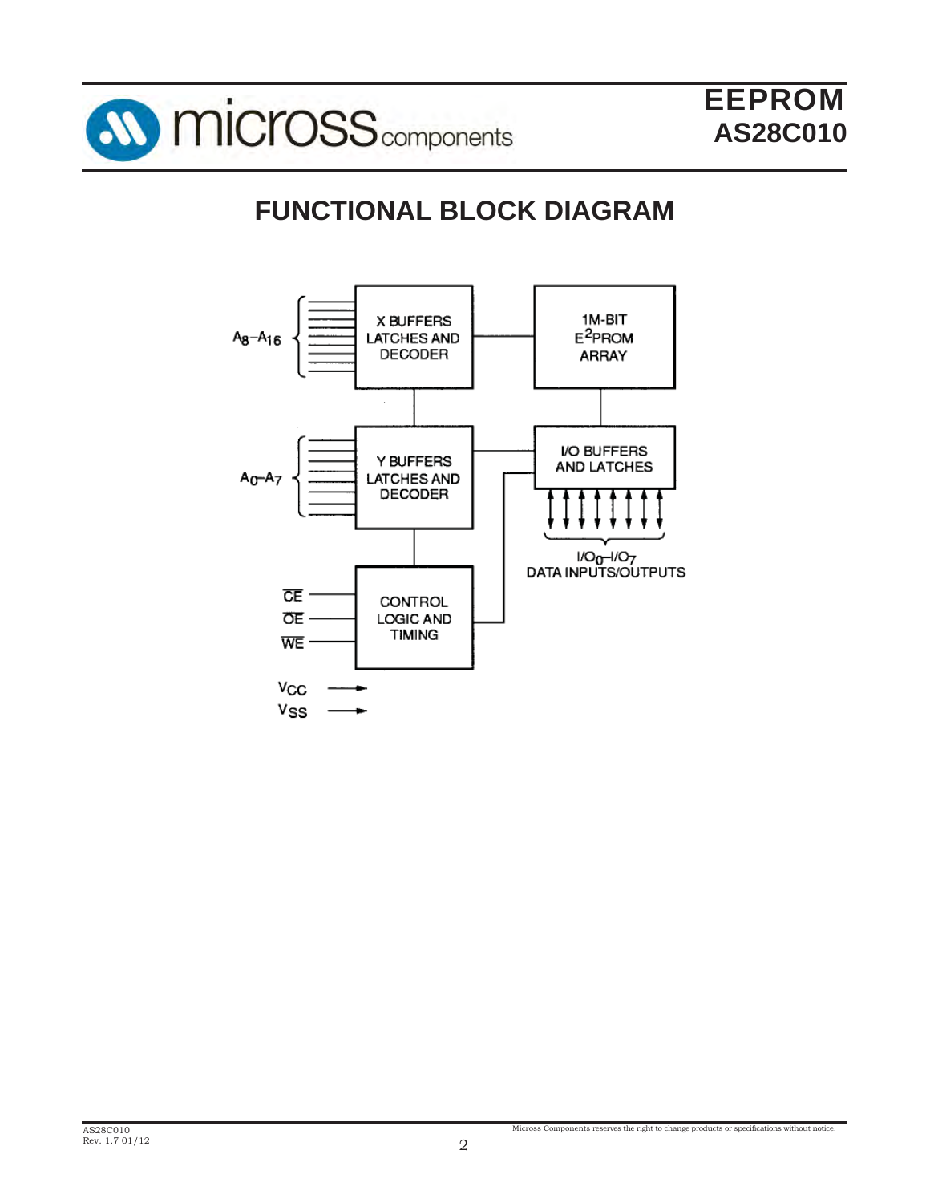# FUNCTIONAL BLOCK DIAGRAM

$A_8$–$A_{16}$

X BUFFERS LATCHES AND DECODER

1M-BIT $E^2$PROM ARRAY

$A_0$–$A_7$

Y BUFFERS LATCHES AND DECODER

I/O BUFFERS AND LATCHES

$I/O_0$–$I/O_7$
DATA INPUTS/OUTPUTS

$\overline{CE}$

$\overline{OE}$

$\overline{WE}$

CONTROL LOGIC AND TIMING

$V_{CC}$

$V_{SS}$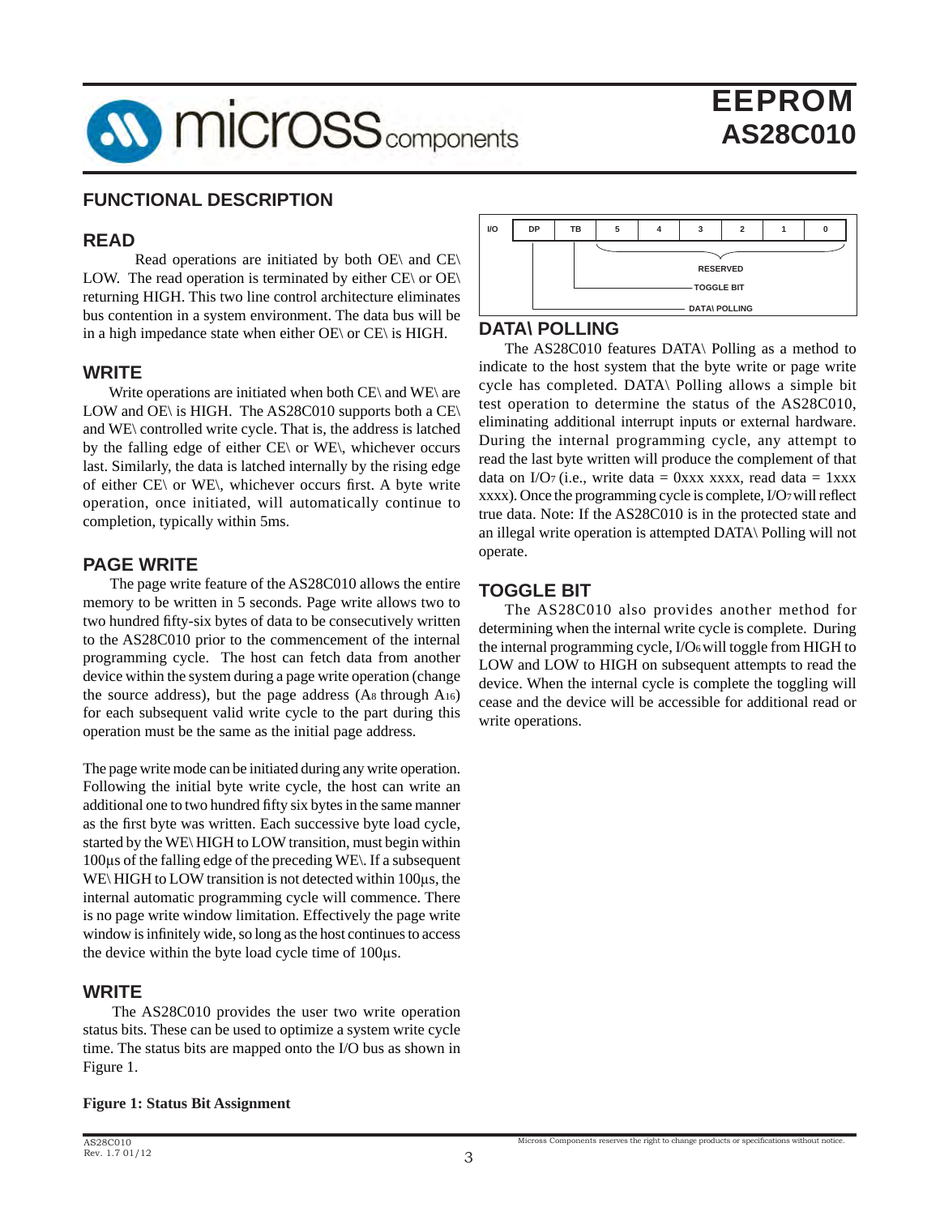## FUNCTIONAL DESCRIPTION

### READ

Read operations are initiated by both OE\ and CE\ LOW. The read operation is terminated by either CE\ or OE\ returning HIGH. This two line control architecture eliminates bus contention in a system environment. The data bus will be in a high impedance state when either OE\ or CE\ is HIGH.

### WRITE

Write operations are initiated when both CE\ and WE\ are LOW and OE\ is HIGH. The AS28C010 supports both a CE\ and WE\ controlled write cycle. That is, the address is latched by the falling edge of either CE\ or WE\, whichever occurs last. Similarly, the data is latched internally by the rising edge of either CE\ or WE\, whichever occurs first. A byte write operation, once initiated, will automatically continue to completion, typically within 5ms.

### PAGE WRITE

The page write feature of the AS28C010 allows the entire memory to be written in 5 seconds. Page write allows two to two hundred fifty-six bytes of data to be consecutively written to the AS28C010 prior to the commencement of the internal programming cycle. The host can fetch data from another device within the system during a page write operation (change the source address), but the page address ($A_8$ through $A_{16}$) for each subsequent valid write cycle to the part during this operation must be the same as the initial page address.

The page write mode can be initiated during any write operation. Following the initial byte write cycle, the host can write an additional one to two hundred fifty six bytes in the same manner as the first byte was written. Each successive byte load cycle, started by the WE\ HIGH to LOW transition, must begin within 100µs of the falling edge of the preceding WE\. If a subsequent WE\ HIGH to LOW transition is not detected within 100µs, the internal automatic programming cycle will commence. There is no page write window limitation. Effectively the page write window is infinitely wide, so long as the host continues to access the device within the byte load cycle time of 100µs.

### WRITE

The AS28C010 provides the user two write operation status bits. These can be used to optimize a system write cycle time. The status bits are mapped onto the I/O bus as shown in Figure 1.

**Figure 1: Status Bit Assignment**

| I/O | DP | TB | 5 | 4 | 3 | 2 | 1 | 0 |
|---|---|---|---|---|---|---|---|---|
| | DATA\ POLLING | TOGGLE BIT | RESERVED | RESERVED | RESERVED | RESERVED | RESERVED | RESERVED |

### DATA\ POLLING

The AS28C010 features DATA\ Polling as a method to indicate to the host system that the byte write or page write cycle has completed. DATA\ Polling allows a simple bit test operation to determine the status of the AS28C010, eliminating additional interrupt inputs or external hardware. During the internal programming cycle, any attempt to read the last byte written will produce the complement of that data on $I/O_7$ (i.e., write data = 0xxx xxxx, read data = 1xxx xxxx). Once the programming cycle is complete, $I/O_7$ will reflect true data. Note: If the AS28C010 is in the protected state and an illegal write operation is attempted DATA\ Polling will not operate.

### TOGGLE BIT

The AS28C010 also provides another method for determining when the internal write cycle is complete. During the internal programming cycle, $I/O_6$ will toggle from HIGH to LOW and LOW to HIGH on subsequent attempts to read the device. When the internal cycle is complete the toggling will cease and the device will be accessible for additional read or write operations.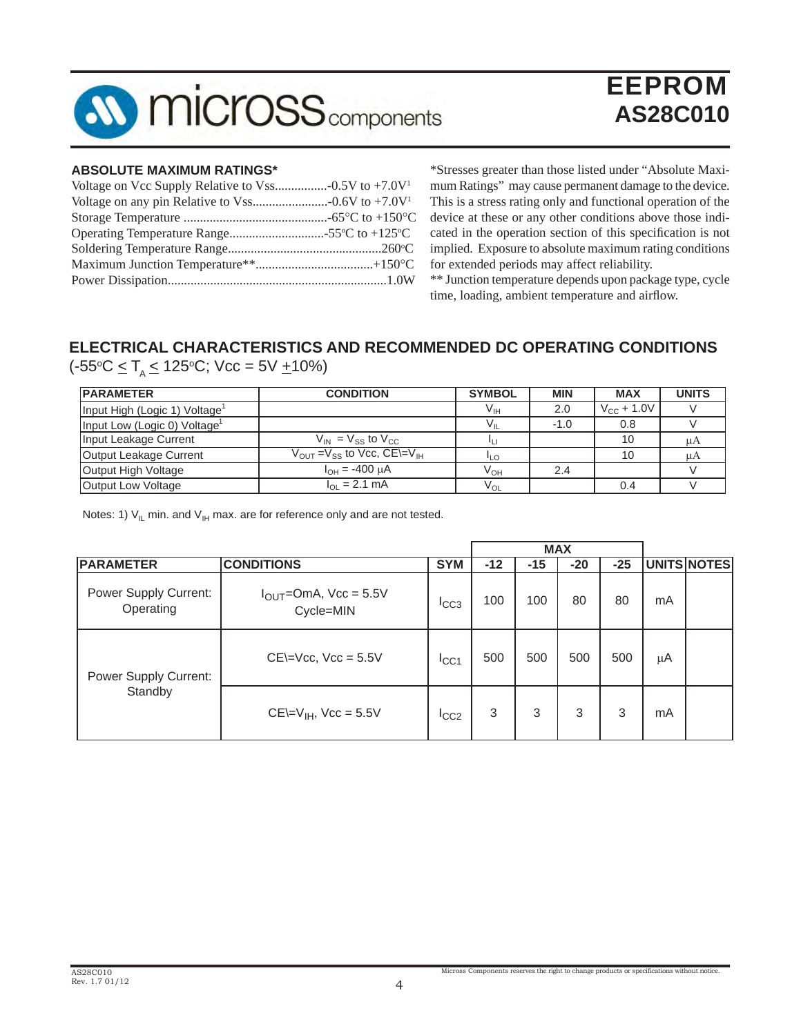## ABSOLUTE MAXIMUM RATINGS*

Voltage on Vcc Supply Relative to Vss................-0.5V to +7.0V[1]
Voltage on any pin Relative to Vss.......................-0.6V to +7.0V[1]
Storage Temperature ............................................-65°C to +150°C
Operating Temperature Range.............................-55°C to +125°C
Soldering Temperature Range..............................................260°C
Maximum Junction Temperature**....................................+150°C
Power Dissipation..................................................................1.0W

*Stresses greater than those listed under "Absolute Maximum Ratings" may cause permanent damage to the device. This is a stress rating only and functional operation of the device at these or any other conditions above those indicated in the operation section of this specification is not implied. Exposure to absolute maximum rating conditions for extended periods may affect reliability.
** Junction temperature depends upon package type, cycle time, loading, ambient temperature and airflow.

## ELECTRICAL CHARACTERISTICS AND RECOMMENDED DC OPERATING CONDITIONS

(-55°C ≤ $T_A$ ≤ 125°C; Vcc = 5V ±10%)

| PARAMETER | CONDITION | SYMBOL | MIN | MAX | UNITS |
|---|---|---|---|---|---|
| Input High (Logic 1) Voltage[1] | | $V_{IH}$ | 2.0 | $V_{CC}$ + 1.0V | V |
| Input Low (Logic 0) Voltage[1] | | $V_{IL}$ | -1.0 | 0.8 | V |
| Input Leakage Current | $V_{IN}$ = $V_{SS}$ to $V_{CC}$ | $I_{LI}$ | | 10 | μA |
| Output Leakage Current | $V_{OUT}$ = $V_{SS}$ to Vcc, CE\=$V_{IH}$ | $I_{LO}$ | | 10 | μA |
| Output High Voltage | $I_{OH}$ = -400 μA | $V_{OH}$ | 2.4 | | V |
| Output Low Voltage | $I_{OL}$ = 2.1 mA | $V_{OL}$ | | 0.4 | V |

Notes: 1) $V_{IL}$ min. and $V_{IH}$ max. are for reference only and are not tested.

| | | | MAX | | | | | |
|---|---|---|---|---|---|---|---|---|
| PARAMETER | CONDITIONS | SYM | -12 | -15 | -20 | -25 | UNITS | NOTES |
| Power Supply Current: Operating | $I_{OUT}$=OmA, Vcc = 5.5V Cycle=MIN | $I_{CC3}$ | 100 | 100 | 80 | 80 | mA | |
| Power Supply Current: Standby | CE\=Vcc, Vcc = 5.5V | $I_{CC1}$ | 500 | 500 | 500 | 500 | μA | |
| | CE\=$V_{IH}$, Vcc = 5.5V | $I_{CC2}$ | 3 | 3 | 3 | 3 | mA | |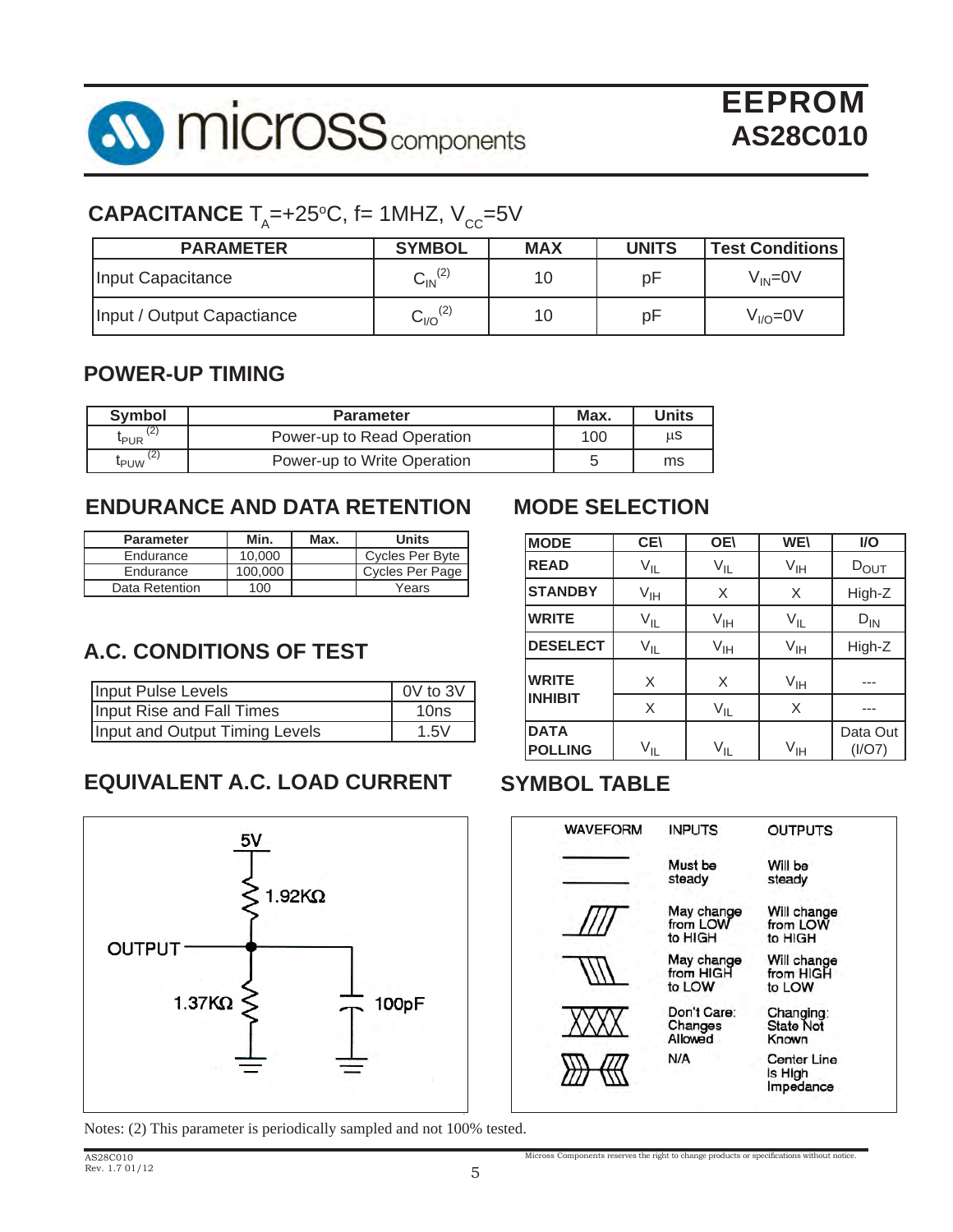## CAPACITANCE $T_A$=+25°C, f= 1MHZ, $V_{CC}$=5V

| PARAMETER | SYMBOL | MAX | UNITS | Test Conditions |
|---|---|---|---|---|
| Input Capacitance | $C_{IN}$ (2) | 10 | pF | $V_{IN}$=0V |
| Input / Output Capactiance | $C_{I/O}$ (2) | 10 | pF | $V_{I/O}$=0V |

## POWER-UP TIMING

| Symbol | Parameter | Max. | Units |
|---|---|---|---|
| $t_{PUR}$ (2) | Power-up to Read Operation | 100 | µs |
| $t_{PUW}$ (2) | Power-up to Write Operation | 5 | ms |

## ENDURANCE AND DATA RETENTION

| Parameter | Min. | Max. | Units |
|---|---|---|---|
| Endurance | 10,000 | | Cycles Per Byte |
| Endurance | 100,000 | | Cycles Per Page |
| Data Retention | 100 | | Years |

## A.C. CONDITIONS OF TEST

| | |
|---|---|
| Input Pulse Levels | 0V to 3V |
| Input Rise and Fall Times | 10ns |
| Input and Output Timing Levels | 1.5V |

## EQUIVALENT A.C. LOAD CURRENT

5V
1.92KΩ
OUTPUT
1.37KΩ
100pF

## MODE SELECTION

| MODE | CE\ | OE\ | WE\ | I/O |
|---|---|---|---|---|
| READ | $V_{IL}$ | $V_{IL}$ | $V_{IH}$ | $D_{OUT}$ |
| STANDBY | $V_{IH}$ | X | X | High-Z |
| WRITE | $V_{IL}$ | $V_{IH}$ | $V_{IL}$ | $D_{IN}$ |
| DESELECT | $V_{IL}$ | $V_{IH}$ | $V_{IH}$ | High-Z |
| WRITE INHIBIT | X | X | $V_{IH}$ | --- |
| | X | $V_{IL}$ | X | --- |
| DATA POLLING | $V_{IL}$ | $V_{IL}$ | $V_{IH}$ | Data Out (I/O7) |

## SYMBOL TABLE

| WAVEFORM | INPUTS | OUTPUTS |
|---|---|---|
| | Must be steady | Will be steady |
| | May change from LOW to HIGH | Will change from LOW to HIGH |
| | May change from HIGH to LOW | Will change from HIGH to LOW |
| | Don't Care: Changes Allowed | Changing: State Not Known |
| | N/A | Center Line is High Impedance |

Notes: (2) This parameter is periodically sampled and not 100% tested.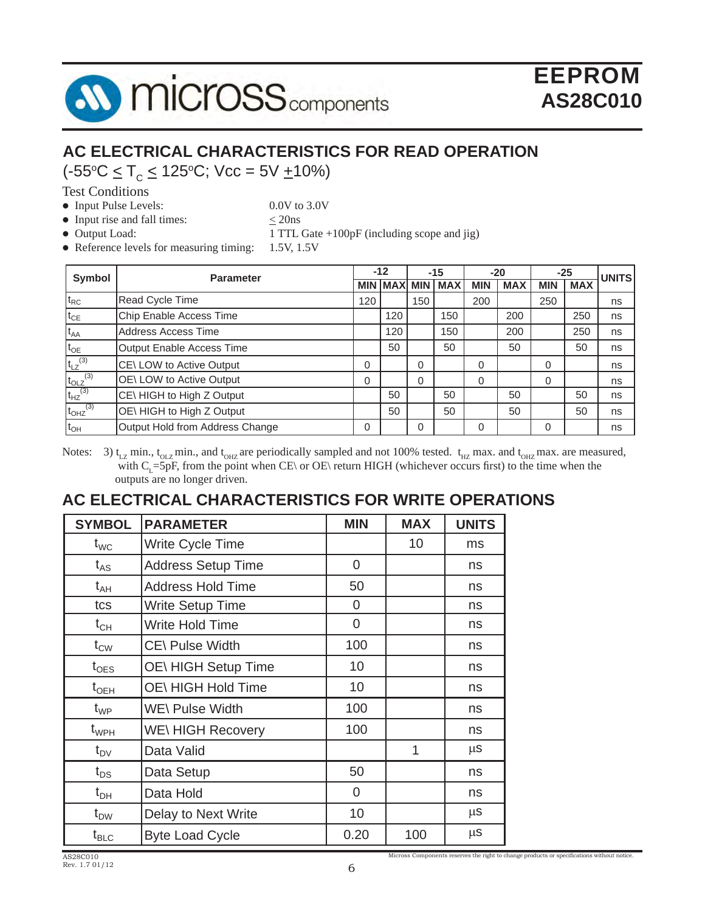## AC ELECTRICAL CHARACTERISTICS FOR READ OPERATION

($-55^oC \leq T_C \leq 125^oC$; Vcc = 5V $\pm$10%)

Test Conditions

- Input Pulse Levels: 0.0V to 3.0V
- Input rise and fall times: $\leq$ 20ns
- Output Load: 1 TTL Gate +100pF (including scope and jig)
- Reference levels for measuring timing: 1.5V, 1.5V

| Symbol | Parameter | -12 | | -15 | | -20 | | -25 | | UNITS |
|---|---|---|---|---|---|---|---|---|---|---|
| | | MIN | MAX | MIN | MAX | MIN | MAX | MIN | MAX | |
| $t_{RC}$ | Read Cycle Time | 120 | | 150 | | 200 | | 250 | | ns |
| $t_{CE}$ | Chip Enable Access Time | | 120 | | 150 | | 200 | | 250 | ns |
| $t_{AA}$ | Address Access Time | | 120 | | 150 | | 200 | | 250 | ns |
| $t_{OE}$ | Output Enable Access Time | | 50 | | 50 | | 50 | | 50 | ns |
| $t_{LZ}$ (3) | CE\ LOW to Active Output | 0 | | 0 | | 0 | | 0 | | ns |
| $t_{OLZ}$ (3) | OE\ LOW to Active Output | 0 | | 0 | | 0 | | 0 | | ns |
| $t_{HZ}$ (3) | CE\ HIGH to High Z Output | | 50 | | 50 | | 50 | | 50 | ns |
| $t_{OHZ}$ (3) | OE\ HIGH to High Z Output | | 50 | | 50 | | 50 | | 50 | ns |
| $t_{OH}$ | Output Hold from Address Change | 0 | | 0 | | 0 | | 0 | | ns |

Notes: 3) $t_{LZ}$ min., $t_{OLZ}$ min., and $t_{OHZ}$ are periodically sampled and not 100% tested. $t_{HZ}$ max. and $t_{OHZ}$ max. are measured, with $C_L$=5pF, from the point when CE\ or OE\ return HIGH (whichever occurs first) to the time when the outputs are no longer driven.

## AC ELECTRICAL CHARACTERISTICS FOR WRITE OPERATIONS

| SYMBOL | PARAMETER | MIN | MAX | UNITS |
|---|---|---|---|---|
| $t_{WC}$ | Write Cycle Time | | 10 | ms |
| $t_{AS}$ | Address Setup Time | 0 | | ns |
| $t_{AH}$ | Address Hold Time | 50 | | ns |
| tcs | Write Setup Time | 0 | | ns |
| $t_{CH}$ | Write Hold Time | 0 | | ns |
| $t_{CW}$ | CE\ Pulse Width | 100 | | ns |
| $t_{OES}$ | OE\ HIGH Setup Time | 10 | | ns |
| $t_{OEH}$ | OE\ HIGH Hold Time | 10 | | ns |
| $t_{WP}$ | WE\ Pulse Width | 100 | | ns |
| $t_{WPH}$ | WE\ HIGH Recovery | 100 | | ns |
| $t_{DV}$ | Data Valid | | 1 | µs |
| $t_{DS}$ | Data Setup | 50 | | ns |
| $t_{DH}$ | Data Hold | 0 | | ns |
| $t_{DW}$ | Delay to Next Write | 10 | | µs |
| $t_{BLC}$ | Byte Load Cycle | 0.20 | 100 | µs |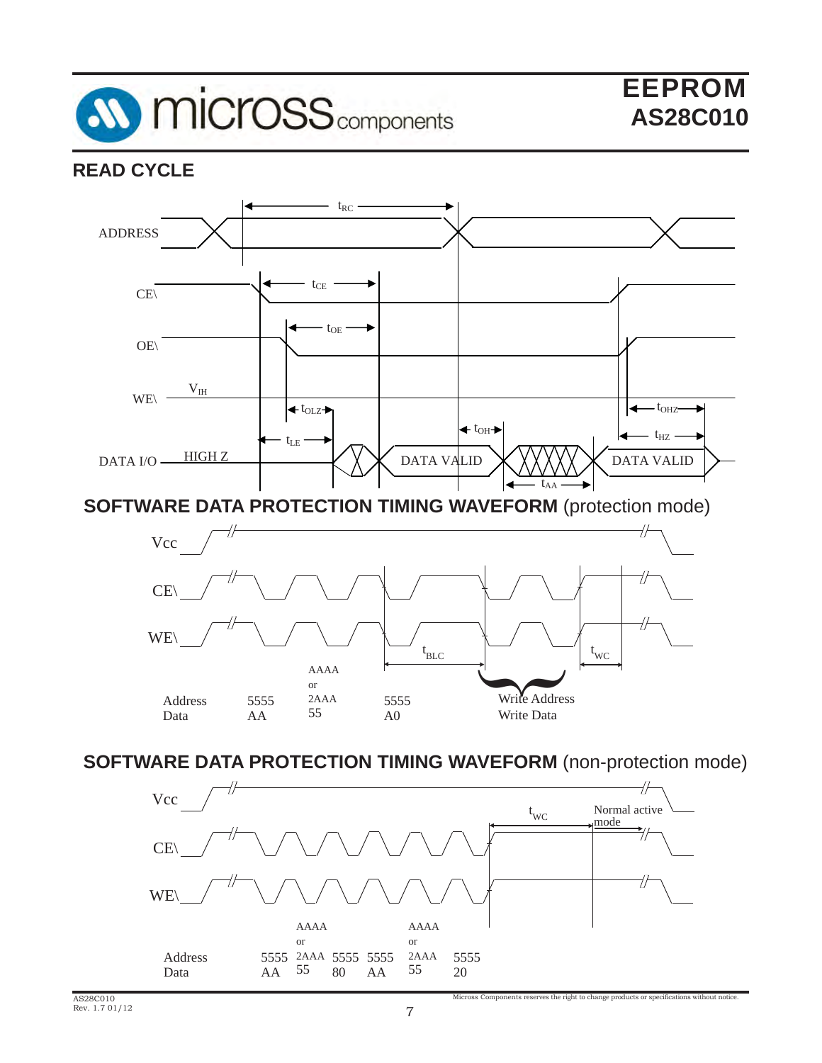## READ CYCLE

ADDRESS, CE\, OE\, WE\ ($V_{IH}$), DATA I/O (HIGH Z, DATA VALID)

$t_{RC}$, $t_{CE}$, $t_{OE}$, $t_{OLZ}$, $t_{LE}$, $t_{OH}$, $t_{AA}$, $t_{OHZ}$, $t_{HZ}$

## SOFTWARE DATA PROTECTION TIMING WAVEFORM (protection mode)

Vcc, CE\, WE\

$t_{BLC}$, $t_{WC}$

| Address | 5555 | AAAA or 2AAA | 5555 | Write Address |
|---|---|---|---|---|
| Data | AA | 55 | A0 | Write Data |

## SOFTWARE DATA PROTECTION TIMING WAVEFORM (non-protection mode)

Vcc, CE\, WE\

$t_{WC}$, Normal active mode

| Address | 5555 | AAAA or 2AAA | 5555 | 5555 | AAAA or 2AAA | 5555 |
|---|---|---|---|---|---|---|
| Data | AA | 55 | 80 | AA | 55 | 20 |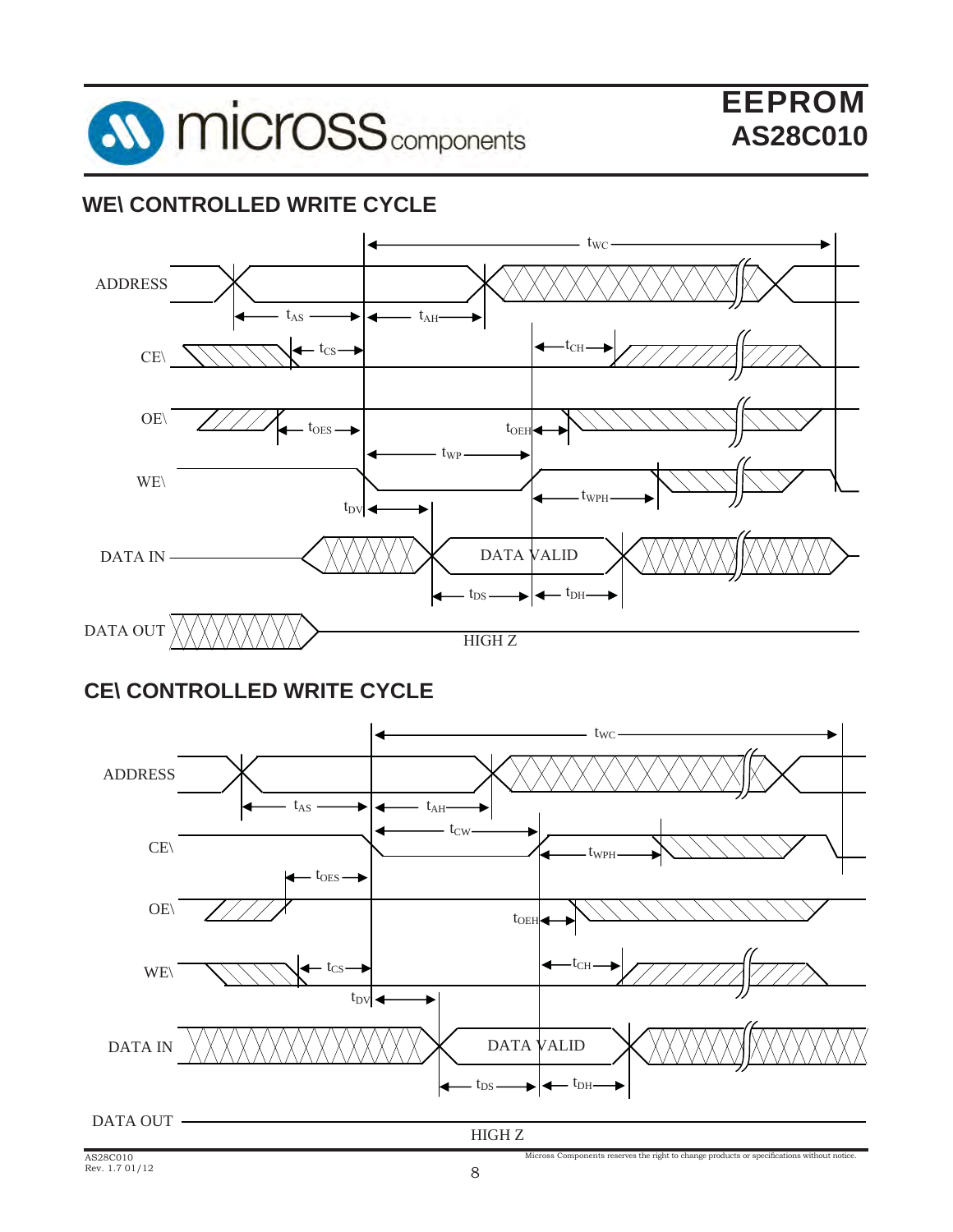## WE\ CONTROLLED WRITE CYCLE

ADDRESS

CE\

OE\

WE\

DATA IN

DATA OUT

$t_{WC}$ $t_{AS}$ $t_{AH}$ $t_{CS}$ $t_{CH}$ $t_{OES}$ $t_{OEH}$ $t_{WP}$ $t_{WPH}$ $t_{DV}$ $t_{DS}$ $t_{DH}$

DATA VALID

HIGH Z

## CE\ CONTROLLED WRITE CYCLE

ADDRESS

CE\

OE\

WE\

DATA IN

DATA OUT

$t_{WC}$ $t_{AS}$ $t_{AH}$ $t_{CW}$ $t_{WPH}$ $t_{OES}$ $t_{OEH}$ $t_{CS}$ $t_{CH}$ $t_{DV}$ $t_{DS}$ $t_{DH}$

DATA VALID

HIGH Z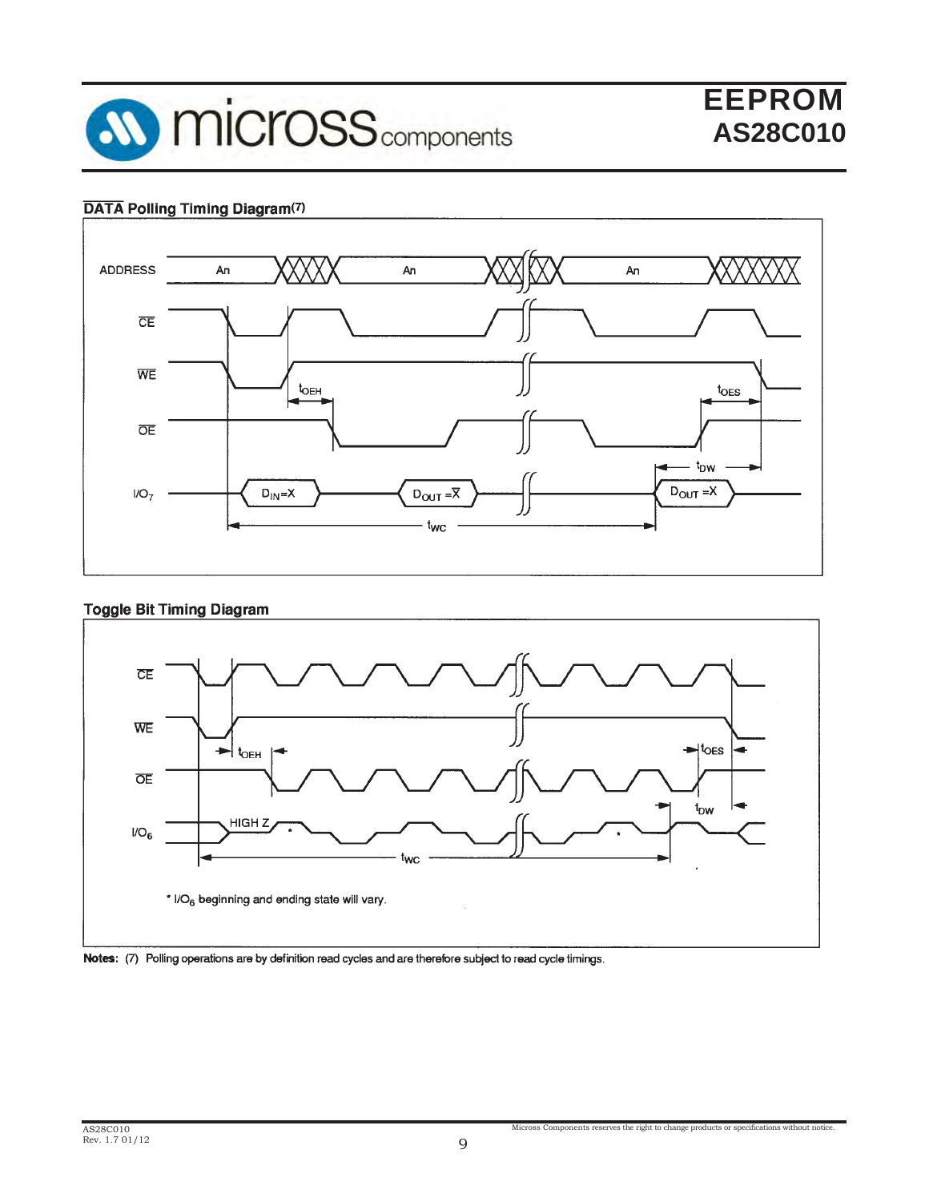## $\overline{DATA}$ Polling Timing Diagram(7)

## Toggle Bit Timing Diagram

* $I/O_6$ beginning and ending state will vary.

**Notes:** (7) Polling operations are by definition read cycles and are therefore subject to read cycle timings.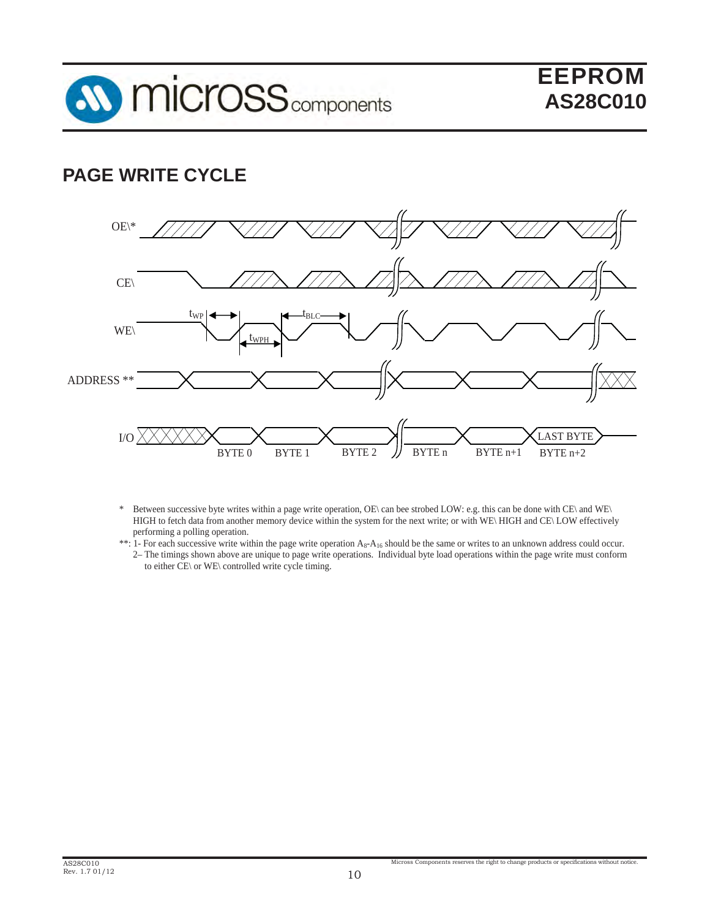## PAGE WRITE CYCLE

OE\*

CE\

WE\ $t_{WP}$ $t_{WPH}$ $t_{BLC}$

ADDRESS **

I/O BYTE 0 BYTE 1 BYTE 2 BYTE n BYTE n+1 LAST BYTE BYTE n+2

\* Between successive byte writes within a page write operation, OE\ can bee strobed LOW: e.g. this can be done with CE\ and WE\ HIGH to fetch data from another memory device within the system for the next write; or with WE\ HIGH and CE\ LOW effectively performing a polling operation.

**: 1- For each successive write within the page write operation $A_8$-$A_{16}$ should be the same or writes to an unknown address could occur.
2– The timings shown above are unique to page write operations. Individual byte load operations within the page write must conform to either CE\ or WE\ controlled write cycle timing.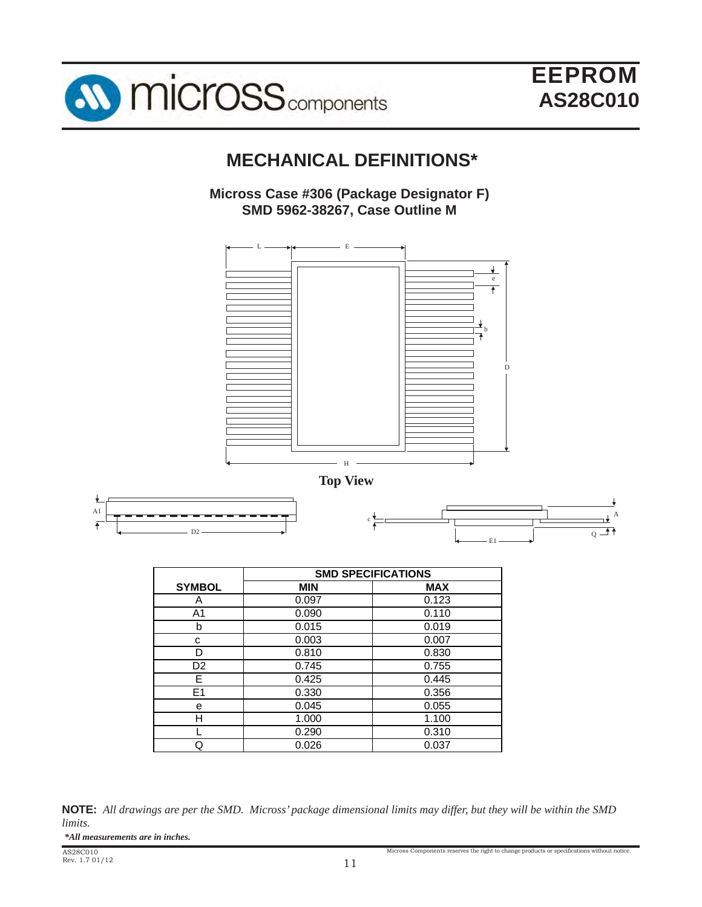# MECHANICAL DEFINITIONS*

**Micross Case #306 (Package Designator F)**
**SMD 5962-38267, Case Outline M**

**Top View**

| SYMBOL | SMD SPECIFICATIONS | |
|---|---|---|
| | **MIN** | **MAX** |
| A | 0.097 | 0.123 |
| A1 | 0.090 | 0.110 |
| b | 0.015 | 0.019 |
| c | 0.003 | 0.007 |
| D | 0.810 | 0.830 |
| D2 | 0.745 | 0.755 |
| E | 0.425 | 0.445 |
| E1 | 0.330 | 0.356 |
| e | 0.045 | 0.055 |
| H | 1.000 | 1.100 |
| L | 0.290 | 0.310 |
| Q | 0.026 | 0.037 |

**NOTE:** *All drawings are per the SMD. Micross' package dimensional limits may differ, but they will be within the SMD limits.*

***All measurements are in inches.***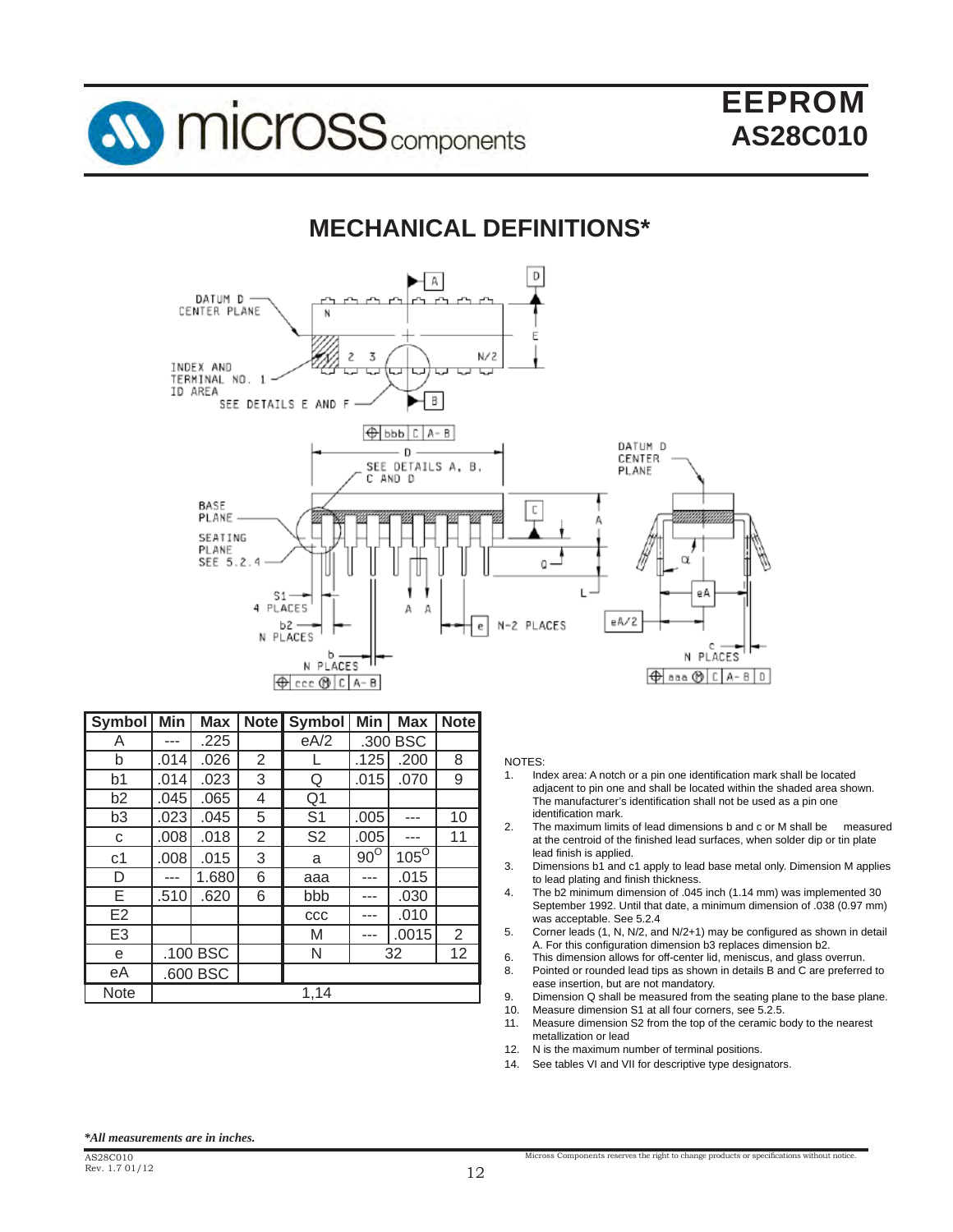# EEPROM
## AS28C010

## MECHANICAL DEFINITIONS*

| Symbol | Min | Max | Note | Symbol | Min | Max | Note |
|---|---|---|---|---|---|---|---|
| A | --- | .225 | | eA/2 | .300 BSC | | |
| b | .014 | .026 | 2 | L | .125 | .200 | 8 |
| b1 | .014 | .023 | 3 | Q | .015 | .070 | 9 |
| b2 | .045 | .065 | 4 | Q1 | | | |
| b3 | .023 | .045 | 5 | S1 | .005 | --- | 10 |
| c | .008 | .018 | 2 | S2 | .005 | --- | 11 |
| c1 | .008 | .015 | 3 | a | $90^{O}$ | $105^{O}$ | |
| D | --- | 1.680 | 6 | aaa | --- | .015 | |
| E | .510 | .620 | 6 | bbb | --- | .030 | |
| E2 | | | | ccc | --- | .010 | |
| E3 | | | | M | --- | .0015 | 2 |
| e | .100 BSC | | | N | 32 | | 12 |
| eA | .600 BSC | | | | | | |
| Note | 1,14 | | | | | | |

NOTES:

1. Index area: A notch or a pin one identification mark shall be located adjacent to pin one and shall be located within the shaded area shown. The manufacturer's identification shall not be used as a pin one identification mark.
2. The maximum limits of lead dimensions b and c or M shall be measured at the centroid of the finished lead surfaces, when solder dip or tin plate lead finish is applied.
3. Dimensions b1 and c1 apply to lead base metal only. Dimension M applies to lead plating and finish thickness.
4. The b2 minimum dimension of .045 inch (1.14 mm) was implemented 30 September 1992. Until that date, a minimum dimension of .038 (0.97 mm) was acceptable. See 5.2.4
5. Corner leads (1, N, N/2, and N/2+1) may be configured as shown in detail A. For this configuration dimension b3 replaces dimension b2.
6. This dimension allows for off-center lid, meniscus, and glass overrun.
8. Pointed or rounded lead tips as shown in details B and C are preferred to ease insertion, but are not mandatory.
9. Dimension Q shall be measured from the seating plane to the base plane.
10. Measure dimension S1 at all four corners, see 5.2.5.
11. Measure dimension S2 from the top of the ceramic body to the nearest metallization or lead
12. N is the maximum number of terminal positions.
14. See tables VI and VII for descriptive type designators.

****All measurements are in inches.***

AS28C010
Rev. 1.7 01/12

Micross Components reserves the right to change products or specifications without notice.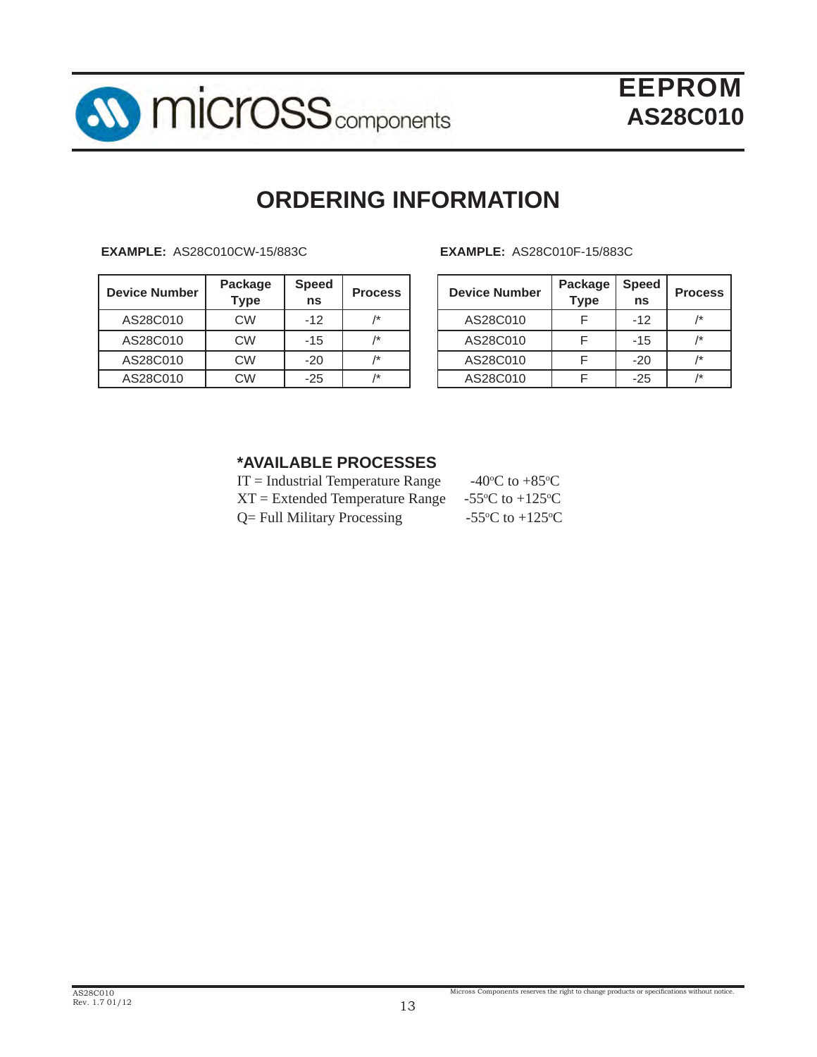# ORDERING INFORMATION

**EXAMPLE:** AS28C010CW-15/883C

| Device Number | Package Type | Speed ns | Process |
|---|---|---|---|
| AS28C010 | CW | -12 | /* |
| AS28C010 | CW | -15 | /* |
| AS28C010 | CW | -20 | /* |
| AS28C010 | CW | -25 | /* |

**EXAMPLE:** AS28C010F-15/883C

| Device Number | Package Type | Speed ns | Process |
|---|---|---|---|
| AS28C010 | F | -12 | /* |
| AS28C010 | F | -15 | /* |
| AS28C010 | F | -20 | /* |
| AS28C010 | F | -25 | /* |

### *AVAILABLE PROCESSES

IT = Industrial Temperature Range -40°C to +85°C
XT = Extended Temperature Range -55°C to +125°C
Q= Full Military Processing -55°C to +125°C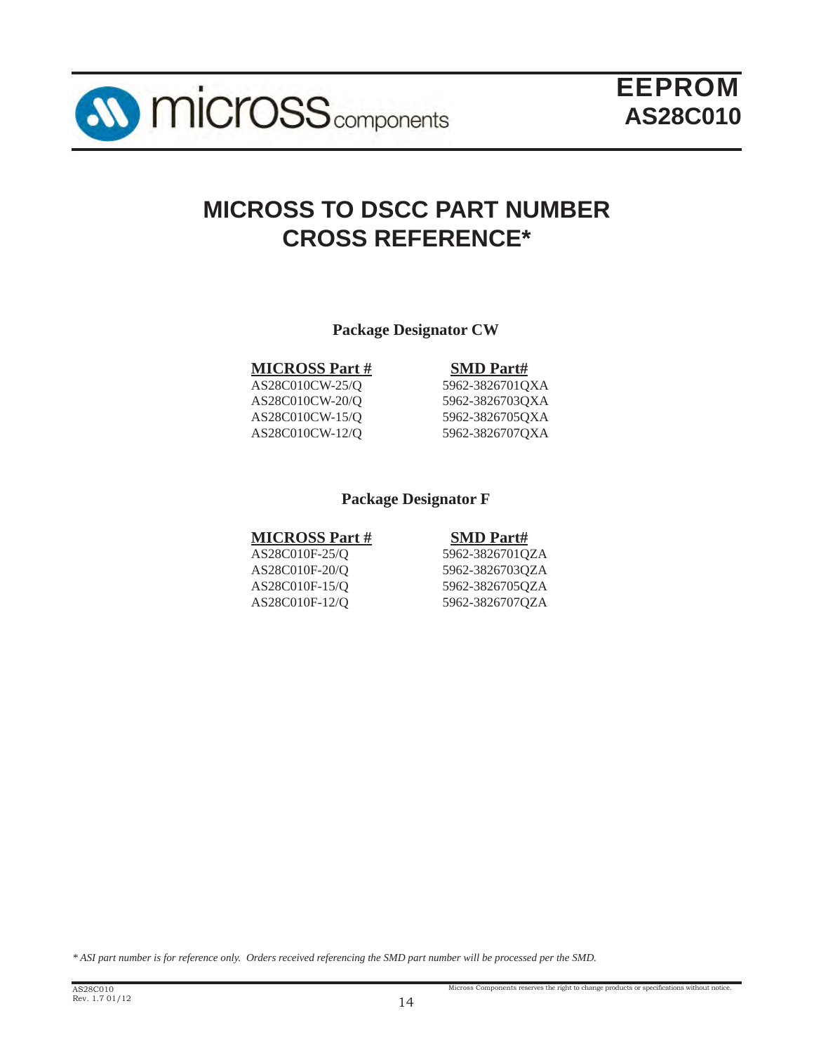# MICROSS TO DSCC PART NUMBER CROSS REFERENCE*

### Package Designator CW

| MICROSS Part # | SMD Part# |
|---|---|
| AS28C010CW-25/Q | 5962-3826701QXA |
| AS28C010CW-20/Q | 5962-3826703QXA |
| AS28C010CW-15/Q | 5962-3826705QXA |
| AS28C010CW-12/Q | 5962-3826707QXA |

### Package Designator F

| MICROSS Part # | SMD Part# |
|---|---|
| AS28C010F-25/Q | 5962-3826701QZA |
| AS28C010F-20/Q | 5962-3826703QZA |
| AS28C010F-15/Q | 5962-3826705QZA |
| AS28C010F-12/Q | 5962-3826707QZA |

*\* ASI part number is for reference only. Orders received referencing the SMD part number will be processed per the SMD.*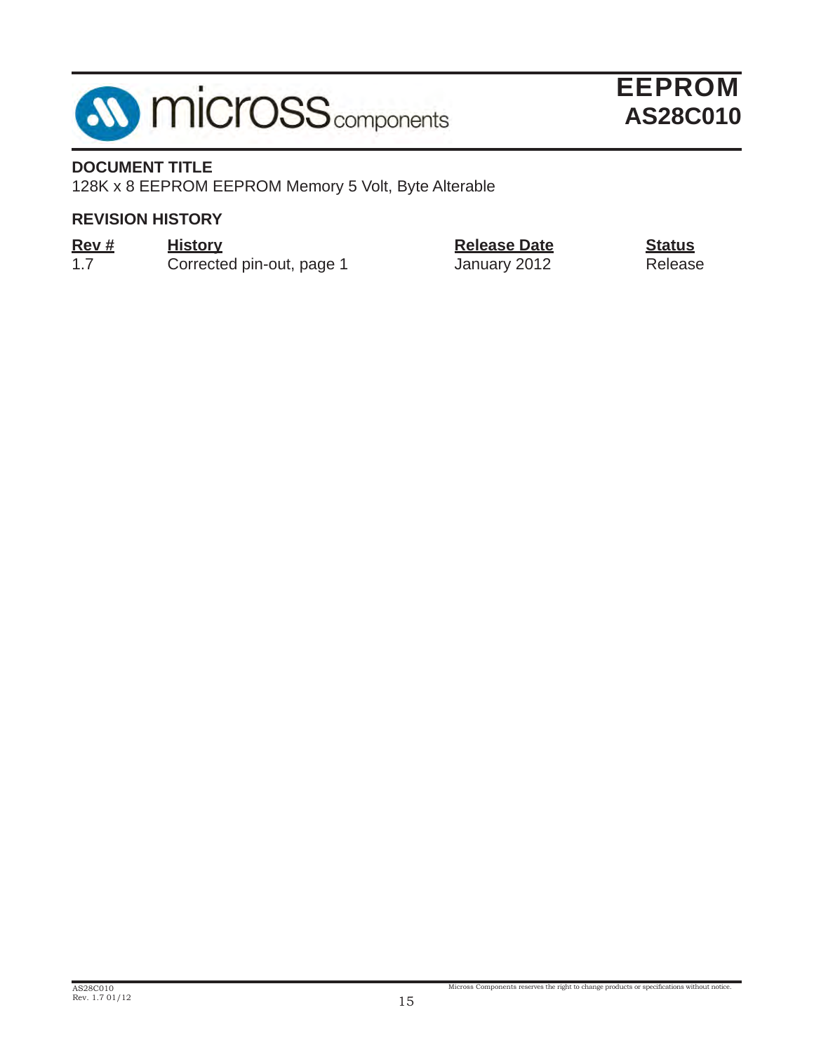## DOCUMENT TITLE

128K x 8 EEPROM EEPROM Memory 5 Volt, Byte Alterable

## REVISION HISTORY

| Rev # | History | Release Date | Status |
|---|---|---|---|
| 1.7 | Corrected pin-out, page 1 | January 2012 | Release |